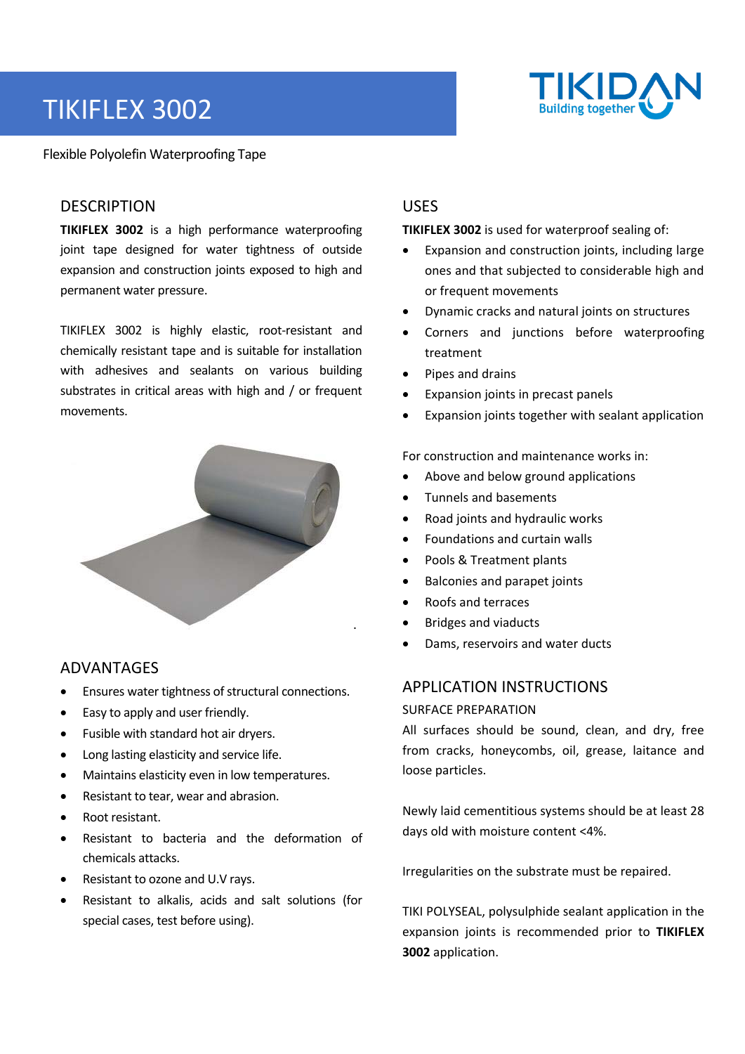# TIKIFLEX 3002

Flexible Polyolefin Waterproofing Tape

## DESCRIPTION

**TIKIFLEX 3002** is a high performance waterproofing joint tape designed for water tightness of outside expansion and construction joints exposed to high and permanent water pressure.

TIKIFLEX 3002 is highly elastic, root-resistant and chemically resistant tape and is suitable for installation with adhesives and sealants on various building substrates in critical areas with high and / or frequent movements.

## ADVANTAGES

- Ensures water tightness of structural connections.
- Easy to apply and user friendly.
- Fusible with standard hot air dryers.
- Long lasting elasticity and service life.
- Maintains elasticity even in low temperatures.
- Resistant to tear, wear and abrasion.
- Root resistant.
- Resistant to bacteria and the deformation of chemicals attacks.
- Resistant to ozone and U.V rays.
- Resistant to alkalis, acids and salt solutions (for special cases, test before using).

## USES

**TIKIFLEX 3002** is used for waterproof sealing of:

- Expansion and construction joints, including large ones and that subjected to considerable high and or frequent movements
- Dynamic cracks and natural joints on structures
- Corners and junctions before waterproofing treatment
- Pipes and drains
- Expansion joints in precast panels
- Expansion joints together with sealant application

For construction and maintenance works in:

- Above and below ground applications
- Tunnels and basements
- Road joints and hydraulic works
- Foundations and curtain walls
- Pools & Treatment plants
- Balconies and parapet joints
- Roofs and terraces
- Bridges and viaducts
- Dams, reservoirs and water ducts

## APPLICATION INSTRUCTIONS

### SURFACE PREPARATION

All surfaces should be sound, clean, and dry, free from cracks, honeycombs, oil, grease, laitance and loose particles.

Newly laid cementitious systems should be at least 28 days old with moisture content <4%.

Irregularities on the substrate must be repaired.

TIKI POLYSEAL, polysulphide sealant application in the expansion joints is recommended prior to **TIKIFLEX 3002** application.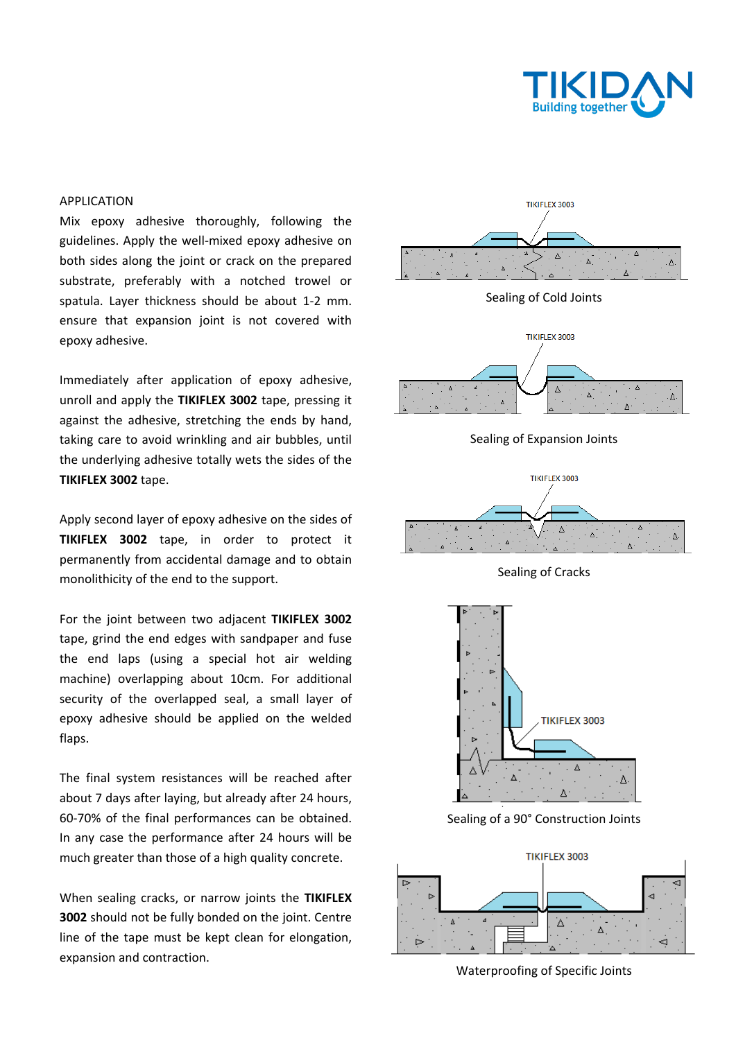APPLICATION

Mix epoxy adhesive thoroughly, following the guidelines. Apply the well-mixed epoxy adhesive on both sides along the joint or crack on the prepared substrate, preferably with a notched trowel or spatula. Layer thickness should be about 1-2 mm. ensure that expansion joint is not covered with epoxy adhesive.

Immediately after application of epoxy adhesive, unroll and apply the **TIKIFLEX 3002** tape, pressing it against the adhesive, stretching the ends by hand, taking care to avoid wrinkling and air bubbles, until the underlying adhesive totally wets the sides of the **TIKIFLEX 3002** tape.

Apply second layer of epoxy adhesive on the sides of **TIKIFLEX 3002** tape, in order to protect it permanently from accidental damage and to obtain monolithicity of the end to the support.

For the joint between two adjacent **TIKIFLEX 3002** tape, grind the end edges with sandpaper and fuse the end laps (using a special hot air welding machine) overlapping about 10cm. For additional security of the overlapped seal, a small layer of epoxy adhesive should be applied on the welded flaps.

The final system resistances will be reached after about 7 days after laying, but already after 24 hours, 60-70% of the final performances can be obtained. In any case the performance after 24 hours will be much greater than those of a high quality concrete.

When sealing cracks, or narrow joints the **TIKIFLEX 3002** should not be fully bonded on the joint. Centre line of the tape must be kept clean for elongation, expansion and contraction.

TIKIFLEX 3003

Sealing of Cold Joints

TIKIFLEX 3003

Sealing of Expansion Joints

TIKIFLEX 3003

Sealing of Cracks

TIKIFLEX 3003

Sealing of a 90° Construction Joints

TIKIFLEX 3003

Waterproofing of Specific Joints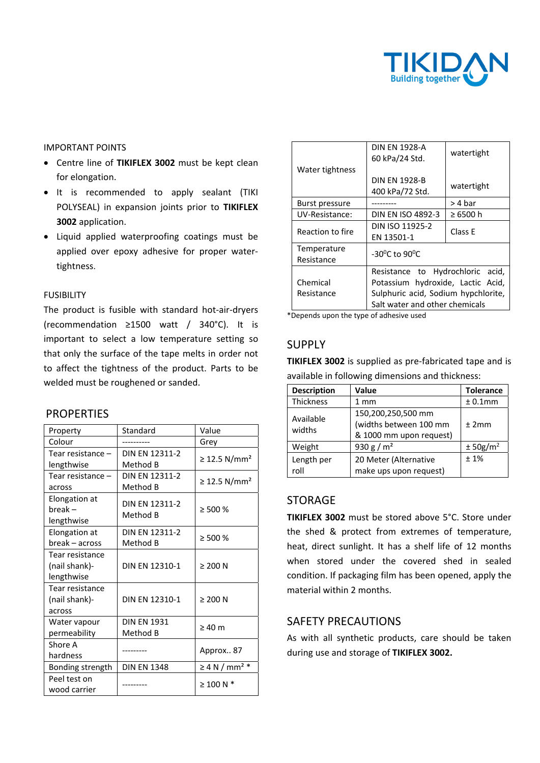IMPORTANT POINTS

- Centre line of **TIKIFLEX 3002** must be kept clean for elongation.
- It is recommended to apply sealant (TIKI POLYSEAL) in expansion joints prior to **TIKIFLEX 3002** application.
- Liquid applied waterproofing coatings must be applied over epoxy adhesive for proper water-tightness.

FUSIBILITY

The product is fusible with standard hot-air-dryers (recommendation ≥1500 watt / 340°C). It is important to select a low temperature setting so that only the surface of the tape melts in order not to affect the tightness of the product. Parts to be welded must be roughened or sanded.

## PROPERTIES

| Property | Standard | Value |
|---|---|---|
| Colour | ---------- | Grey |
| Tear resistance – lengthwise | DIN EN 12311-2 Method B | ≥ 12.5 N/mm² |
| Tear resistance – across | DIN EN 12311-2 Method B | ≥ 12.5 N/mm² |
| Elongation at break – lengthwise | DIN EN 12311-2 Method B | ≥ 500 % |
| Elongation at break – across | DIN EN 12311-2 Method B | ≥ 500 % |
| Tear resistance (nail shank)- lengthwise | DIN EN 12310-1 | ≥ 200 N |
| Tear resistance (nail shank)- across | DIN EN 12310-1 | ≥ 200 N |
| Water vapour permeability | DIN EN 1931 Method B | ≥ 40 m |
| Shore A hardness | --------- | Approx.. 87 |
| Bonding strength | DIN EN 1348 | ≥ 4 N / mm² * |
| Peel test on wood carrier | --------- | ≥ 100 N * |
| Water tightness | DIN EN 1928-A 60 kPa/24 Std. | watertight |
| | DIN EN 1928-B 400 kPa/72 Std. | watertight |
| Burst pressure | --------- | > 4 bar |
| UV-Resistance: | DIN EN ISO 4892-3 | ≥ 6500 h |
| Reaction to fire | DIN ISO 11925-2 EN 13501-1 | Class E |
| Temperature Resistance | -30°C to 90°C | |
| Chemical Resistance | Resistance to Hydrochloric acid, Potassium hydroxide, Lactic Acid, Sulphuric acid, Sodium hypchlorite, Salt water and other chemicals | |

*Depends upon the type of adhesive used

## SUPPLY

**TIKIFLEX 3002** is supplied as pre-fabricated tape and is available in following dimensions and thickness:

| Description | Value | Tolerance |
|---|---|---|
| Thickness | 1 mm | ± 0.1mm |
| Available widths | 150,200,250,500 mm (widths between 100 mm & 1000 mm upon request) | ± 2mm |
| Weight | 930 g / m² | ± 50g/m² |
| Length per roll | 20 Meter (Alternative make ups upon request) | ± 1% |

## STORAGE

**TIKIFLEX 3002** must be stored above 5°C. Store under the shed & protect from extremes of temperature, heat, direct sunlight. It has a shelf life of 12 months when stored under the covered shed in sealed condition. If packaging film has been opened, apply the material within 2 months.

## SAFETY PRECAUTIONS

As with all synthetic products, care should be taken during use and storage of **TIKIFLEX 3002.**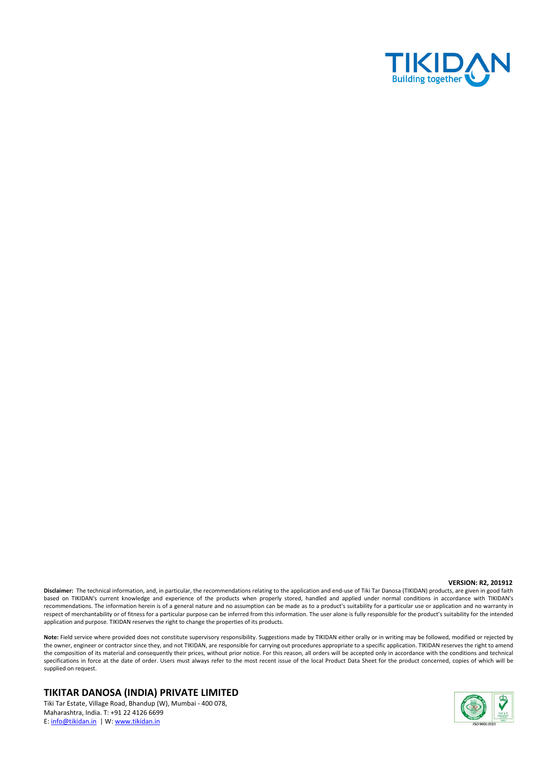**VERSION: R2, 201912**

**Disclaimer:** The technical information, and, in particular, the recommendations relating to the application and end-use of Tiki Tar Danosa (TIKIDAN) products, are given in good faith based on TIKIDAN's current knowledge and experience of the products when properly stored, handled and applied under normal conditions in accordance with TIKIDAN's recommendations. The information herein is of a general nature and no assumption can be made as to a product's suitability for a particular use or application and no warranty in respect of merchantability or of fitness for a particular purpose can be inferred from this information. The user alone is fully responsible for the product's suitability for the intended application and purpose. TIKIDAN reserves the right to change the properties of its products.

**Note:** Field service where provided does not constitute supervisory responsibility. Suggestions made by TIKIDAN either orally or in writing may be followed, modified or rejected by the owner, engineer or contractor since they, and not TIKIDAN, are responsible for carrying out procedures appropriate to a specific application. TIKIDAN reserves the right to amend the composition of its material and consequently their prices, without prior notice. For this reason, all orders will be accepted only in accordance with the conditions and technical specifications in force at the date of order. Users must always refer to the most recent issue of the local Product Data Sheet for the product concerned, copies of which will be supplied on request.

## TIKITAR DANOSA (INDIA) PRIVATE LIMITED

Tiki Tar Estate, Village Road, Bhandup (W), Mumbai - 400 078,
Maharashtra, India. T: +91 22 4126 6699
E: info@tikidan.in | W: www.tikidan.in

ISO 9001:2015